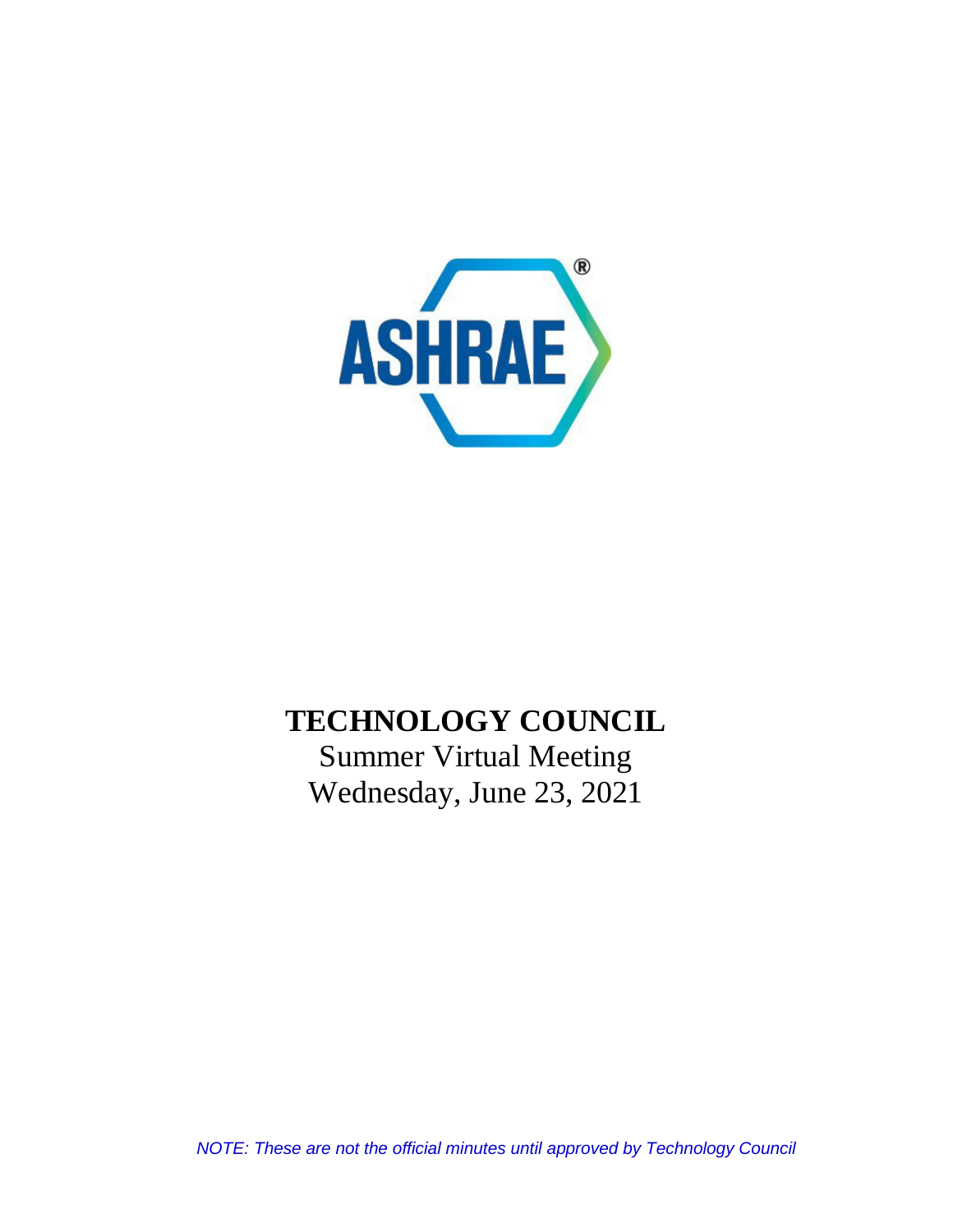ASHRAE

# TECHNOLOGY COUNCIL

Summer Virtual Meeting

Wednesday, June 23, 2021

*NOTE: These are not the official minutes until approved by Technology Council*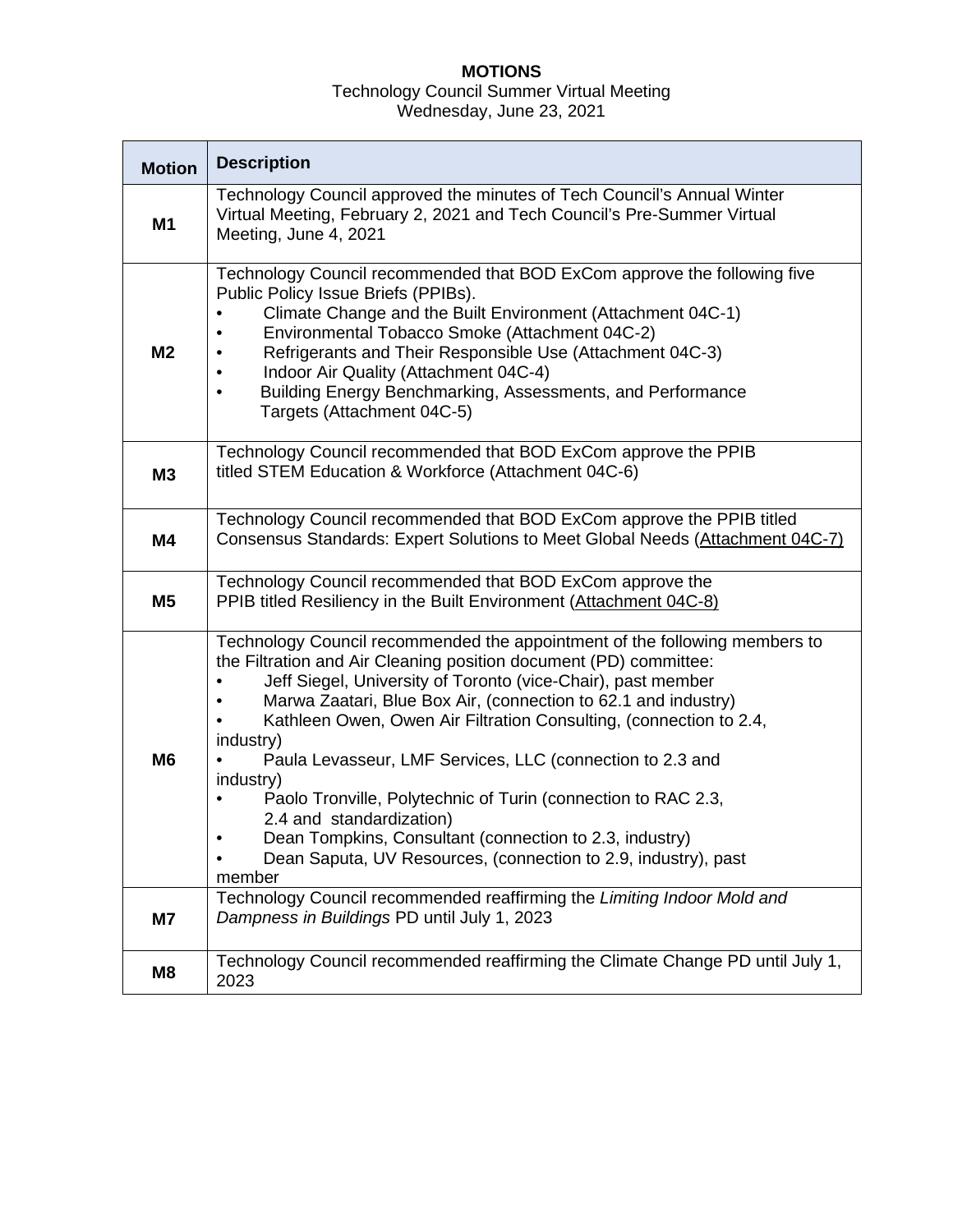**MOTIONS**

Technology Council Summer Virtual Meeting
Wednesday, June 23, 2021

| Motion | Description |
|---|---|
| **M1** | Technology Council approved the minutes of Tech Council's Annual Winter Virtual Meeting, February 2, 2021 and Tech Council's Pre-Summer Virtual Meeting, June 4, 2021 |
| **M2** | Technology Council recommended that BOD ExCom approve the following five Public Policy Issue Briefs (PPIBs).<br>• Climate Change and the Built Environment (Attachment 04C-1)<br>• Environmental Tobacco Smoke (Attachment 04C-2)<br>• Refrigerants and Their Responsible Use (Attachment 04C-3)<br>• Indoor Air Quality (Attachment 04C-4)<br>• Building Energy Benchmarking, Assessments, and Performance Targets (Attachment 04C-5) |
| **M3** | Technology Council recommended that BOD ExCom approve the PPIB titled STEM Education & Workforce (Attachment 04C-6) |
| **M4** | Technology Council recommended that BOD ExCom approve the PPIB titled Consensus Standards: Expert Solutions to Meet Global Needs (Attachment 04C-7) |
| **M5** | Technology Council recommended that BOD ExCom approve the PPIB titled Resiliency in the Built Environment (Attachment 04C-8) |
| **M6** | Technology Council recommended the appointment of the following members to the Filtration and Air Cleaning position document (PD) committee:<br>• Jeff Siegel, University of Toronto (vice-Chair), past member<br>• Marwa Zaatari, Blue Box Air, (connection to 62.1 and industry)<br>• Kathleen Owen, Owen Air Filtration Consulting, (connection to 2.4, industry)<br>• Paula Levasseur, LMF Services, LLC (connection to 2.3 and industry)<br>• Paolo Tronville, Polytechnic of Turin (connection to RAC 2.3, 2.4 and standardization)<br>• Dean Tompkins, Consultant (connection to 2.3, industry)<br>• Dean Saputa, UV Resources, (connection to 2.9, industry), past member |
| **M7** | Technology Council recommended reaffirming the *Limiting Indoor Mold and Dampness in Buildings* PD until July 1, 2023 |
| **M8** | Technology Council recommended reaffirming the Climate Change PD until July 1, 2023 |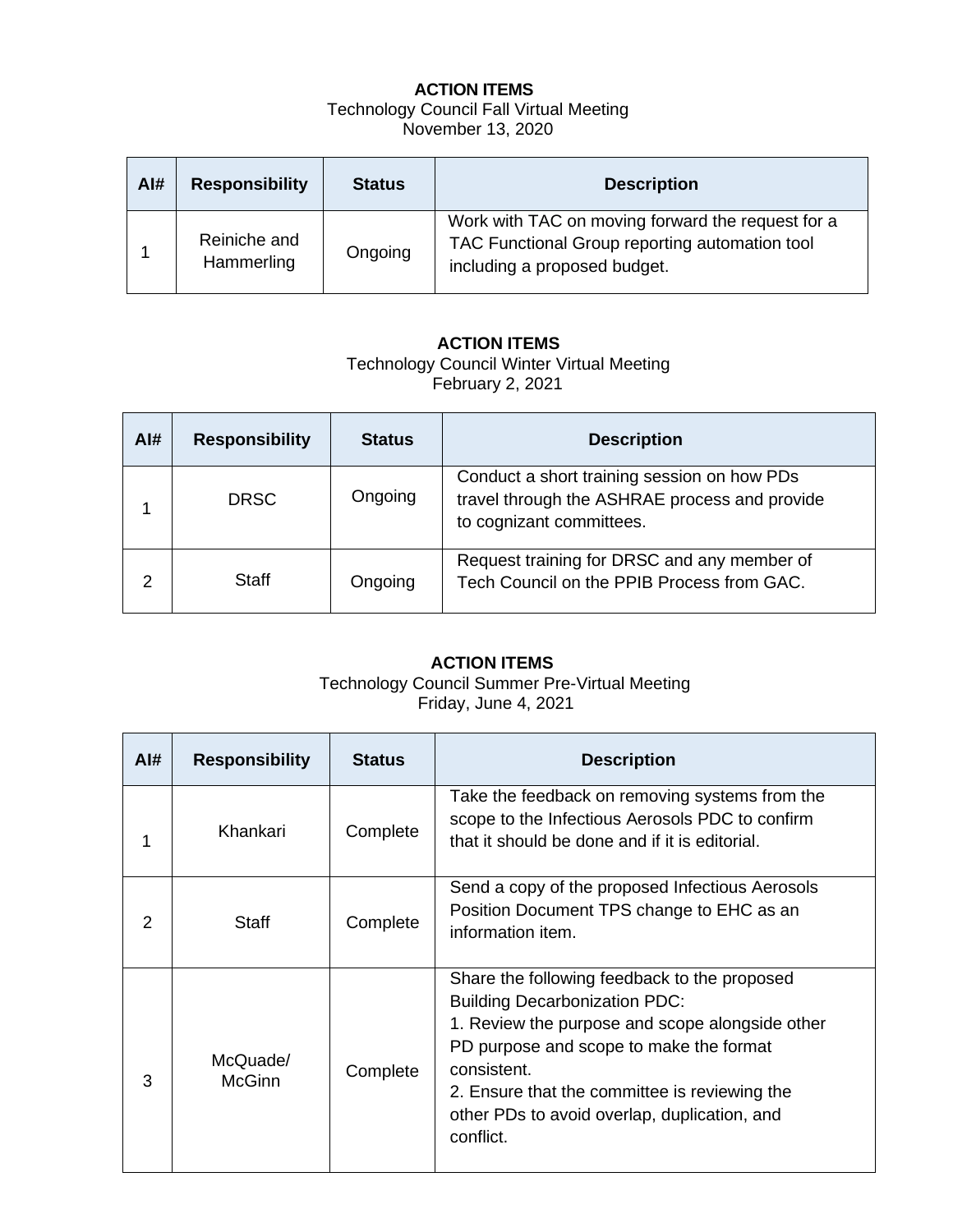**ACTION ITEMS**
Technology Council Fall Virtual Meeting
November 13, 2020

| AI# | Responsibility | Status | Description |
|---|---|---|---|
| 1 | Reiniche and Hammerling | Ongoing | Work with TAC on moving forward the request for a TAC Functional Group reporting automation tool including a proposed budget. |

**ACTION ITEMS**
Technology Council Winter Virtual Meeting
February 2, 2021

| AI# | Responsibility | Status | Description |
|---|---|---|---|
| 1 | DRSC | Ongoing | Conduct a short training session on how PDs travel through the ASHRAE process and provide to cognizant committees. |
| 2 | Staff | Ongoing | Request training for DRSC and any member of Tech Council on the PPIB Process from GAC. |

**ACTION ITEMS**
Technology Council Summer Pre-Virtual Meeting
Friday, June 4, 2021

| AI# | Responsibility | Status | Description |
|---|---|---|---|
| 1 | Khankari | Complete | Take the feedback on removing systems from the scope to the Infectious Aerosols PDC to confirm that it should be done and if it is editorial. |
| 2 | Staff | Complete | Send a copy of the proposed Infectious Aerosols Position Document TPS change to EHC as an information item. |
| 3 | McQuade/ McGinn | Complete | Share the following feedback to the proposed Building Decarbonization PDC:<br>1. Review the purpose and scope alongside other PD purpose and scope to make the format consistent.<br>2. Ensure that the committee is reviewing the other PDs to avoid overlap, duplication, and conflict. |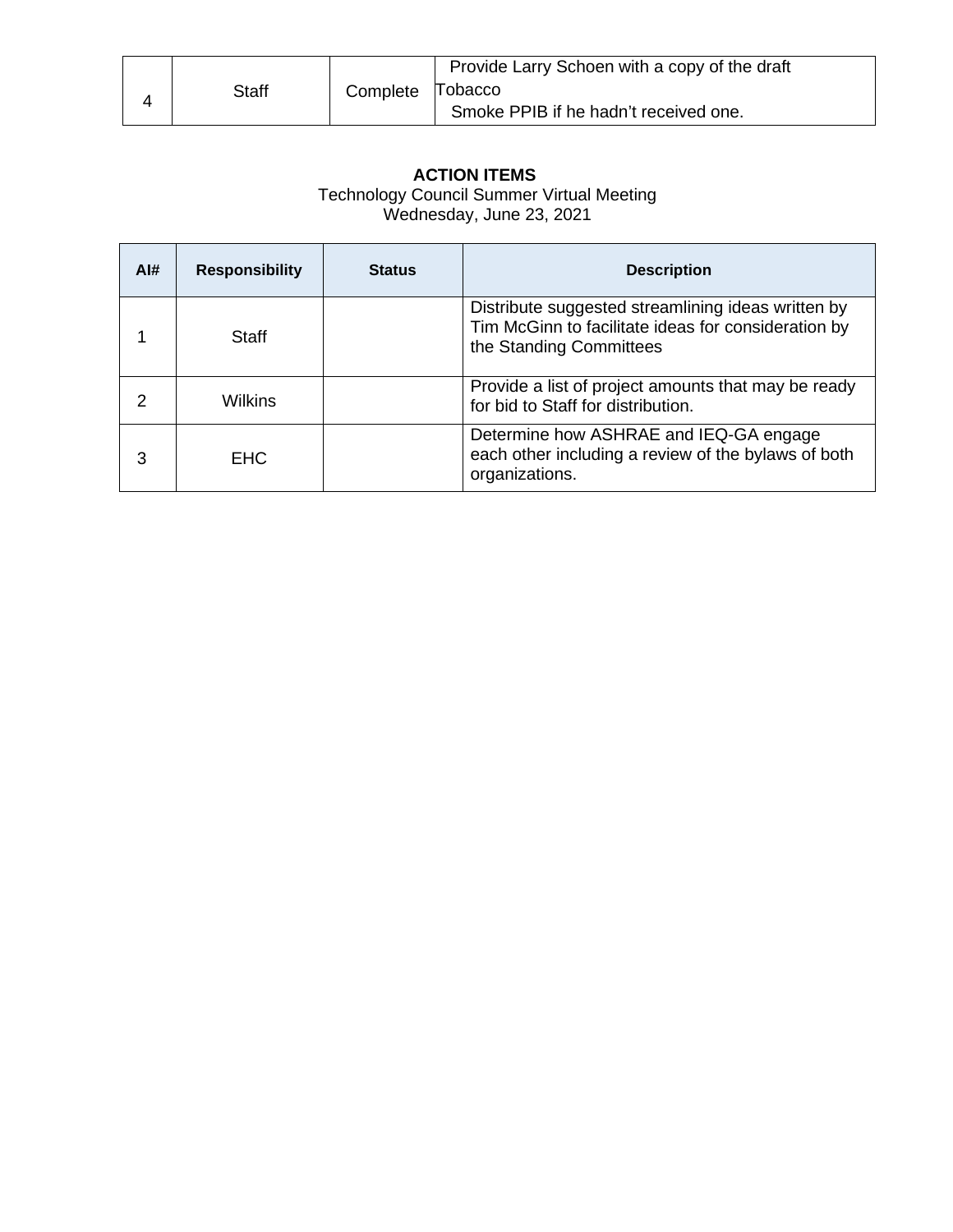| 4 | Staff | Complete | Provide Larry Schoen with a copy of the draft Tobacco Smoke PPIB if he hadn't received one. |
|---|---|---|---|

**ACTION ITEMS**

Technology Council Summer Virtual Meeting

Wednesday, June 23, 2021

| AI# | Responsibility | Status | Description |
|---|---|---|---|
| 1 | Staff | | Distribute suggested streamlining ideas written by Tim McGinn to facilitate ideas for consideration by the Standing Committees |
| 2 | Wilkins | | Provide a list of project amounts that may be ready for bid to Staff for distribution. |
| 3 | EHC | | Determine how ASHRAE and IEQ-GA engage each other including a review of the bylaws of both organizations. |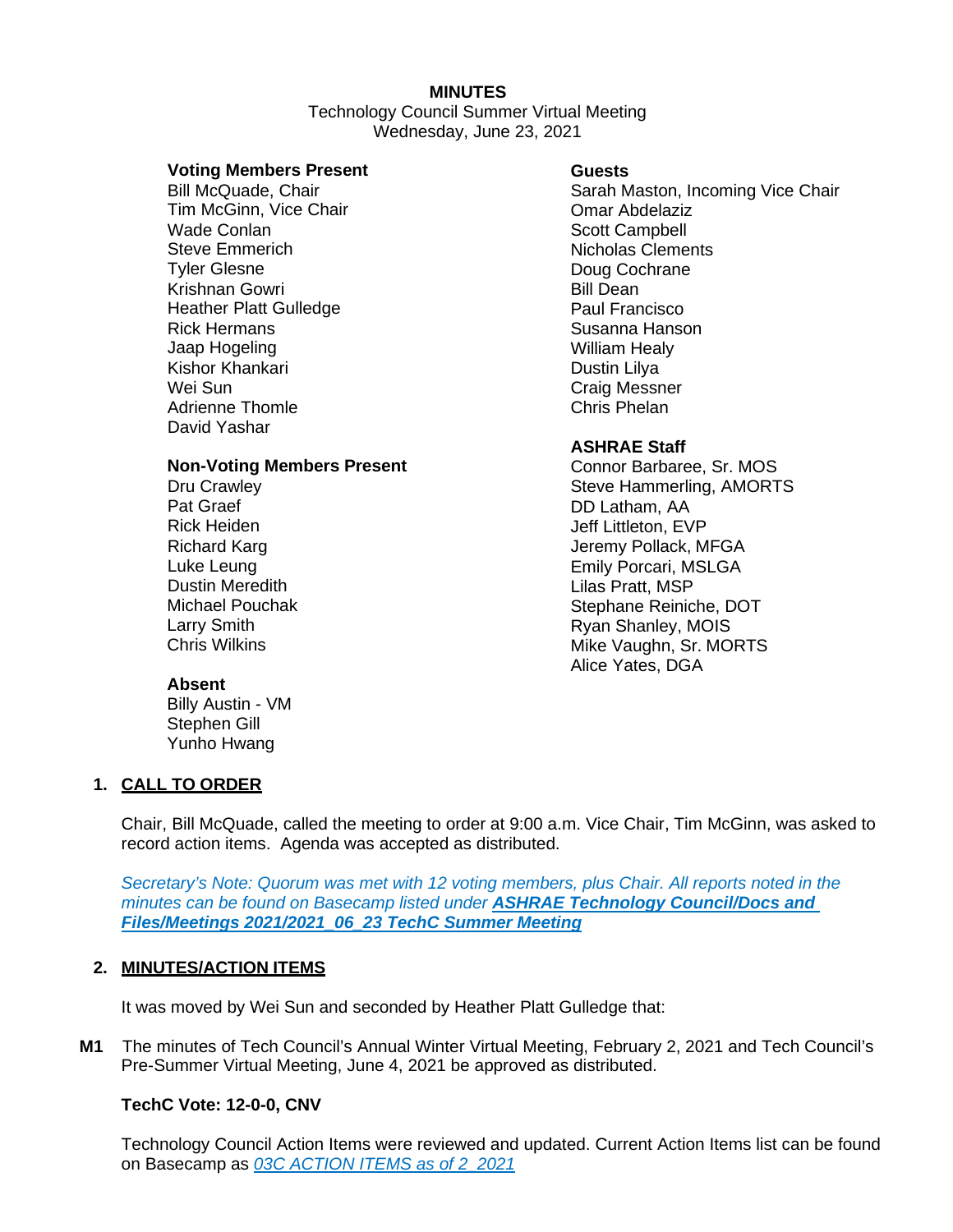**MINUTES**
Technology Council Summer Virtual Meeting
Wednesday, June 23, 2021

**Voting Members Present**
Bill McQuade, Chair
Tim McGinn, Vice Chair
Wade Conlan
Steve Emmerich
Tyler Glesne
Krishnan Gowri
Heather Platt Gulledge
Rick Hermans
Jaap Hogeling
Kishor Khankari
Wei Sun
Adrienne Thomle
David Yashar

**Non-Voting Members Present**
Dru Crawley
Pat Graef
Rick Heiden
Richard Karg
Luke Leung
Dustin Meredith
Michael Pouchak
Larry Smith
Chris Wilkins

**Absent**
Billy Austin - VM
Stephen Gill
Yunho Hwang

**Guests**
Sarah Maston, Incoming Vice Chair
Omar Abdelaziz
Scott Campbell
Nicholas Clements
Doug Cochrane
Bill Dean
Paul Francisco
Susanna Hanson
William Healy
Dustin Lilya
Craig Messner
Chris Phelan

**ASHRAE Staff**
Connor Barbaree, Sr. MOS
Steve Hammerling, AMORTS
DD Latham, AA
Jeff Littleton, EVP
Jeremy Pollack, MFGA
Emily Porcari, MSLGA
Lilas Pratt, MSP
Stephane Reiniche, DOT
Ryan Shanley, MOIS
Mike Vaughn, Sr. MORTS
Alice Yates, DGA

## 1. CALL TO ORDER

Chair, Bill McQuade, called the meeting to order at 9:00 a.m. Vice Chair, Tim McGinn, was asked to record action items. Agenda was accepted as distributed.

*Secretary's Note: Quorum was met with 12 voting members, plus Chair. All reports noted in the minutes can be found on Basecamp listed under* ***ASHRAE Technology Council/Docs and Files/Meetings 2021/2021_06_23 TechC Summer Meeting***

## 2. MINUTES/ACTION ITEMS

It was moved by Wei Sun and seconded by Heather Platt Gulledge that:

**M1** The minutes of Tech Council's Annual Winter Virtual Meeting, February 2, 2021 and Tech Council's Pre-Summer Virtual Meeting, June 4, 2021 be approved as distributed.

**TechC Vote: 12-0-0, CNV**

Technology Council Action Items were reviewed and updated. Current Action Items list can be found on Basecamp as *03C ACTION ITEMS as of 2_2021*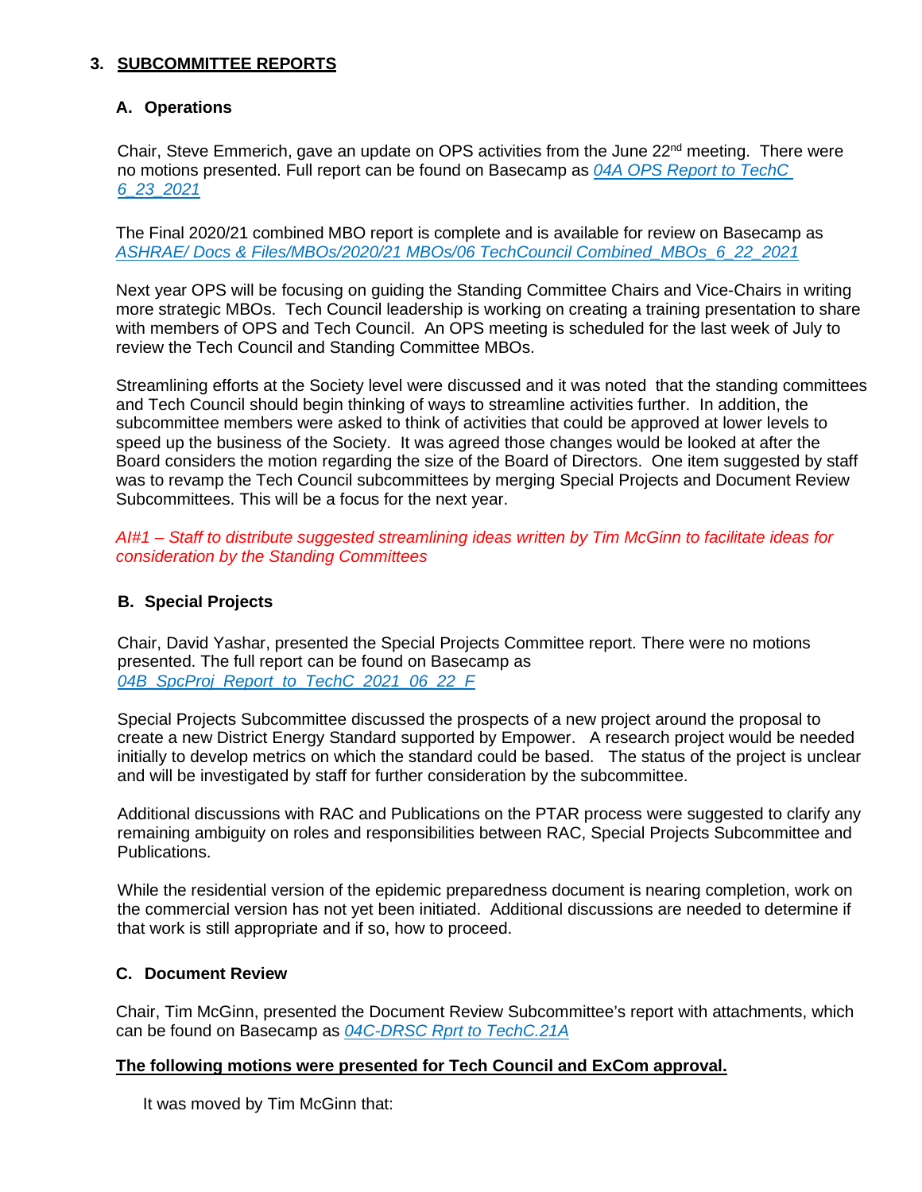## 3. SUBCOMMITTEE REPORTS

### A. Operations

Chair, Steve Emmerich, gave an update on OPS activities from the June 22nd meeting. There were no motions presented. Full report can be found on Basecamp as *04A OPS Report to TechC 6_23_2021*

The Final 2020/21 combined MBO report is complete and is available for review on Basecamp as *ASHRAE/ Docs & Files/MBOs/2020/21 MBOs/06 TechCouncil Combined_MBOs_6_22_2021*

Next year OPS will be focusing on guiding the Standing Committee Chairs and Vice-Chairs in writing more strategic MBOs. Tech Council leadership is working on creating a training presentation to share with members of OPS and Tech Council. An OPS meeting is scheduled for the last week of July to review the Tech Council and Standing Committee MBOs.

Streamlining efforts at the Society level were discussed and it was noted that the standing committees and Tech Council should begin thinking of ways to streamline activities further. In addition, the subcommittee members were asked to think of activities that could be approved at lower levels to speed up the business of the Society. It was agreed those changes would be looked at after the Board considers the motion regarding the size of the Board of Directors. One item suggested by staff was to revamp the Tech Council subcommittees by merging Special Projects and Document Review Subcommittees. This will be a focus for the next year.

*AI#1 – Staff to distribute suggested streamlining ideas written by Tim McGinn to facilitate ideas for consideration by the Standing Committees*

### B. Special Projects

Chair, David Yashar, presented the Special Projects Committee report. There were no motions presented. The full report can be found on Basecamp as *04B_SpcProj_Report_to_TechC_2021_06_22_F*

Special Projects Subcommittee discussed the prospects of a new project around the proposal to create a new District Energy Standard supported by Empower. A research project would be needed initially to develop metrics on which the standard could be based. The status of the project is unclear and will be investigated by staff for further consideration by the subcommittee.

Additional discussions with RAC and Publications on the PTAR process were suggested to clarify any remaining ambiguity on roles and responsibilities between RAC, Special Projects Subcommittee and Publications.

While the residential version of the epidemic preparedness document is nearing completion, work on the commercial version has not yet been initiated. Additional discussions are needed to determine if that work is still appropriate and if so, how to proceed.

### C. Document Review

Chair, Tim McGinn, presented the Document Review Subcommittee's report with attachments, which can be found on Basecamp as *04C-DRSC Rprt to TechC.21A*

**The following motions were presented for Tech Council and ExCom approval.**

It was moved by Tim McGinn that: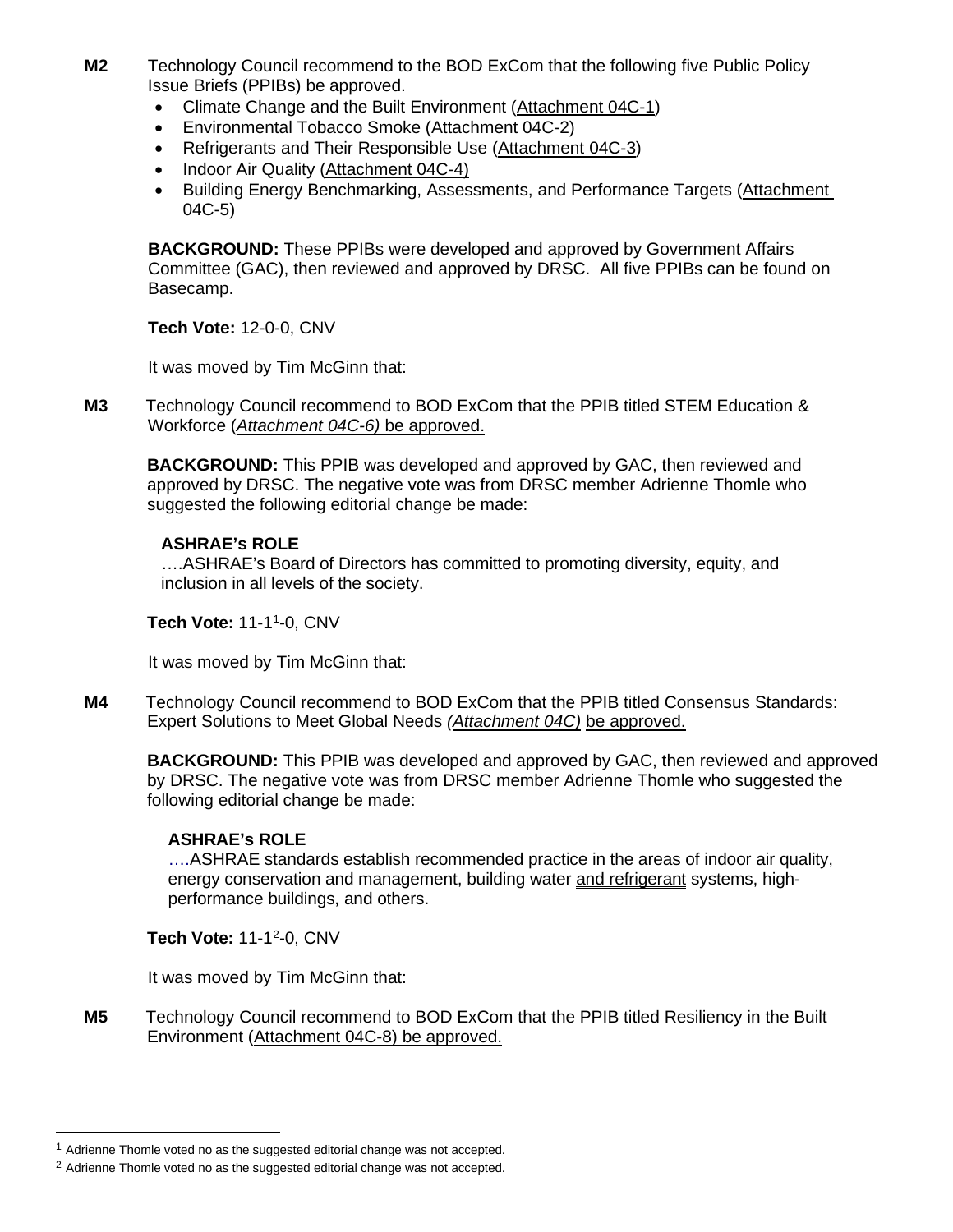**M2** Technology Council recommend to the BOD ExCom that the following five Public Policy Issue Briefs (PPIBs) be approved.

- Climate Change and the Built Environment (Attachment 04C-1)
- Environmental Tobacco Smoke (Attachment 04C-2)
- Refrigerants and Their Responsible Use (Attachment 04C-3)
- Indoor Air Quality (Attachment 04C-4)
- Building Energy Benchmarking, Assessments, and Performance Targets (Attachment 04C-5)

**BACKGROUND:** These PPIBs were developed and approved by Government Affairs Committee (GAC), then reviewed and approved by DRSC. All five PPIBs can be found on Basecamp.

**Tech Vote:** 12-0-0, CNV

It was moved by Tim McGinn that:

**M3** Technology Council recommend to BOD ExCom that the PPIB titled STEM Education & Workforce (*Attachment 04C-6)* be approved.

**BACKGROUND:** This PPIB was developed and approved by GAC, then reviewed and approved by DRSC. The negative vote was from DRSC member Adrienne Thomle who suggested the following editorial change be made:

**ASHRAE's ROLE**
….ASHRAE's Board of Directors has committed to promoting diversity, equity, and inclusion in all levels of the society.

**Tech Vote:** 11-1[1]-0, CNV

It was moved by Tim McGinn that:

**M4** Technology Council recommend to BOD ExCom that the PPIB titled Consensus Standards: Expert Solutions to Meet Global Needs *(Attachment 04C)* be approved.

**BACKGROUND:** This PPIB was developed and approved by GAC, then reviewed and approved by DRSC. The negative vote was from DRSC member Adrienne Thomle who suggested the following editorial change be made:

**ASHRAE's ROLE**
….ASHRAE standards establish recommended practice in the areas of indoor air quality, energy conservation and management, building water and refrigerant systems, high-performance buildings, and others.

**Tech Vote:** 11-1[2]-0, CNV

It was moved by Tim McGinn that:

**M5** Technology Council recommend to BOD ExCom that the PPIB titled Resiliency in the Built Environment (Attachment 04C-8) be approved.

---

[1] Adrienne Thomle voted no as the suggested editorial change was not accepted.

[2] Adrienne Thomle voted no as the suggested editorial change was not accepted.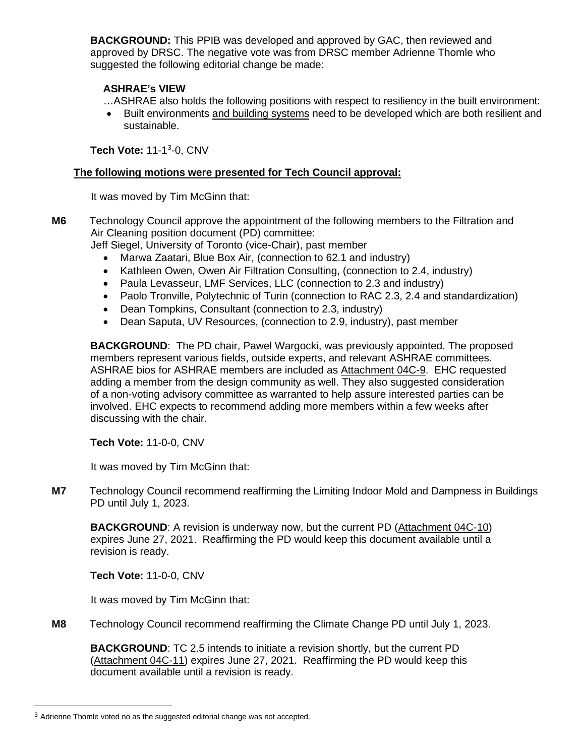**BACKGROUND:** This PPIB was developed and approved by GAC, then reviewed and approved by DRSC. The negative vote was from DRSC member Adrienne Thomle who suggested the following editorial change be made:

**ASHRAE's VIEW**

…ASHRAE also holds the following positions with respect to resiliency in the built environment:

- Built environments <u>and building systems</u> need to be developed which are both resilient and sustainable.

**Tech Vote:** 11-1[3]-0, CNV

**<u>The following motions were presented for Tech Council approval:</u>**

It was moved by Tim McGinn that:

**M6** Technology Council approve the appointment of the following members to the Filtration and Air Cleaning position document (PD) committee:

Jeff Siegel, University of Toronto (vice-Chair), past member

- Marwa Zaatari, Blue Box Air, (connection to 62.1 and industry)
- Kathleen Owen, Owen Air Filtration Consulting, (connection to 2.4, industry)
- Paula Levasseur, LMF Services, LLC (connection to 2.3 and industry)
- Paolo Tronville, Polytechnic of Turin (connection to RAC 2.3, 2.4 and standardization)
- Dean Tompkins, Consultant (connection to 2.3, industry)
- Dean Saputa, UV Resources, (connection to 2.9, industry), past member

**BACKGROUND**: The PD chair, Pawel Wargocki, was previously appointed. The proposed members represent various fields, outside experts, and relevant ASHRAE committees. ASHRAE bios for ASHRAE members are included as <u>Attachment 04C-9</u>. EHC requested adding a member from the design community as well. They also suggested consideration of a non-voting advisory committee as warranted to help assure interested parties can be involved. EHC expects to recommend adding more members within a few weeks after discussing with the chair.

**Tech Vote:** 11-0-0, CNV

It was moved by Tim McGinn that:

**M7** Technology Council recommend reaffirming the Limiting Indoor Mold and Dampness in Buildings PD until July 1, 2023.

**BACKGROUND**: A revision is underway now, but the current PD (<u>Attachment 04C-10</u>) expires June 27, 2021. Reaffirming the PD would keep this document available until a revision is ready.

**Tech Vote:** 11-0-0, CNV

It was moved by Tim McGinn that:

**M8** Technology Council recommend reaffirming the Climate Change PD until July 1, 2023.

**BACKGROUND**: TC 2.5 intends to initiate a revision shortly, but the current PD (<u>Attachment 04C-11</u>) expires June 27, 2021. Reaffirming the PD would keep this document available until a revision is ready.

---

[3] Adrienne Thomle voted no as the suggested editorial change was not accepted.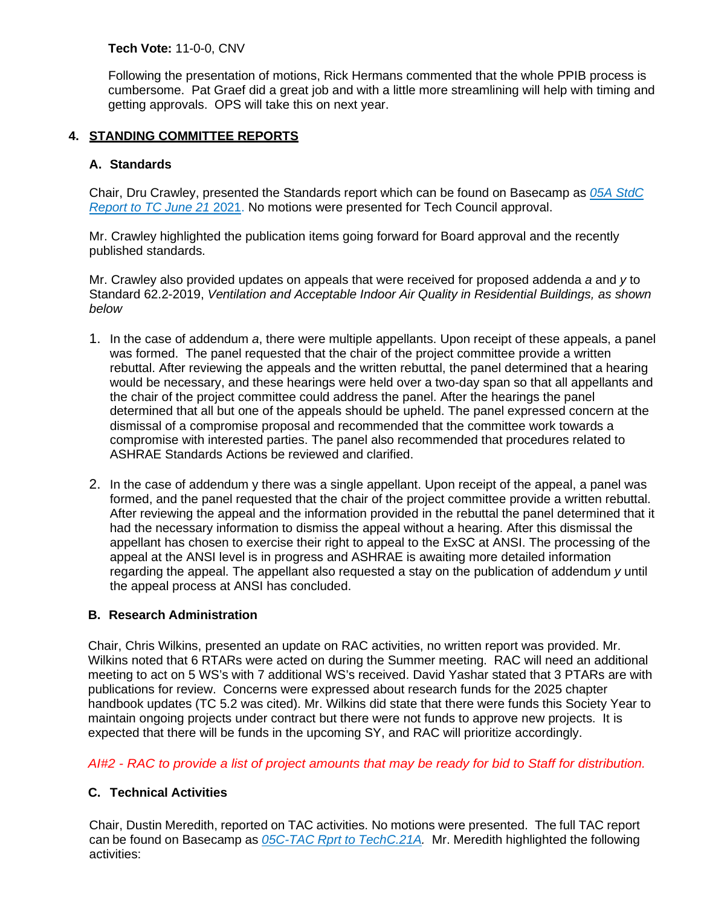**Tech Vote:** 11-0-0, CNV

Following the presentation of motions, Rick Hermans commented that the whole PPIB process is cumbersome. Pat Graef did a great job and with a little more streamlining will help with timing and getting approvals. OPS will take this on next year.

## 4. STANDING COMMITTEE REPORTS

### A. Standards

Chair, Dru Crawley, presented the Standards report which can be found on Basecamp as *05A StdC Report to TC June 21* 2021. No motions were presented for Tech Council approval.

Mr. Crawley highlighted the publication items going forward for Board approval and the recently published standards.

Mr. Crawley also provided updates on appeals that were received for proposed addenda *a* and *y* to Standard 62.2-2019, *Ventilation and Acceptable Indoor Air Quality in Residential Buildings, as shown below*

1. In the case of addendum *a*, there were multiple appellants. Upon receipt of these appeals, a panel was formed. The panel requested that the chair of the project committee provide a written rebuttal. After reviewing the appeals and the written rebuttal, the panel determined that a hearing would be necessary, and these hearings were held over a two-day span so that all appellants and the chair of the project committee could address the panel. After the hearings the panel determined that all but one of the appeals should be upheld. The panel expressed concern at the dismissal of a compromise proposal and recommended that the committee work towards a compromise with interested parties. The panel also recommended that procedures related to ASHRAE Standards Actions be reviewed and clarified.

2. In the case of addendum y there was a single appellant. Upon receipt of the appeal, a panel was formed, and the panel requested that the chair of the project committee provide a written rebuttal. After reviewing the appeal and the information provided in the rebuttal the panel determined that it had the necessary information to dismiss the appeal without a hearing. After this dismissal the appellant has chosen to exercise their right to appeal to the ExSC at ANSI. The processing of the appeal at the ANSI level is in progress and ASHRAE is awaiting more detailed information regarding the appeal. The appellant also requested a stay on the publication of addendum *y* until the appeal process at ANSI has concluded.

### B. Research Administration

Chair, Chris Wilkins, presented an update on RAC activities, no written report was provided. Mr. Wilkins noted that 6 RTARs were acted on during the Summer meeting. RAC will need an additional meeting to act on 5 WS's with 7 additional WS's received. David Yashar stated that 3 PTARs are with publications for review. Concerns were expressed about research funds for the 2025 chapter handbook updates (TC 5.2 was cited). Mr. Wilkins did state that there were funds this Society Year to maintain ongoing projects under contract but there were not funds to approve new projects. It is expected that there will be funds in the upcoming SY, and RAC will prioritize accordingly.

*AI#2 - RAC to provide a list of project amounts that may be ready for bid to Staff for distribution.*

### C. Technical Activities

Chair, Dustin Meredith, reported on TAC activities. No motions were presented. The full TAC report can be found on Basecamp as *05C-TAC Rprt to TechC.21A*. Mr. Meredith highlighted the following activities: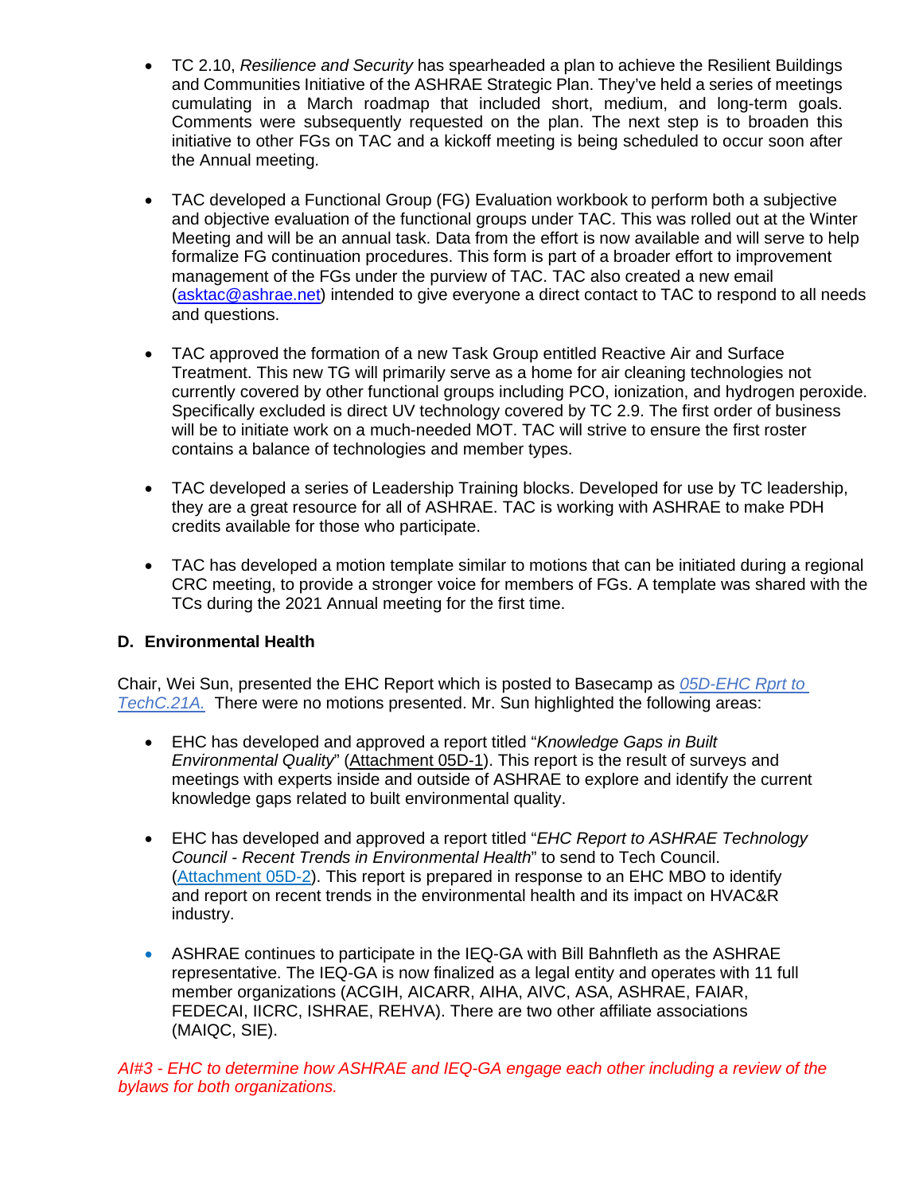- TC 2.10, *Resilience and Security* has spearheaded a plan to achieve the Resilient Buildings and Communities Initiative of the ASHRAE Strategic Plan. They've held a series of meetings cumulating in a March roadmap that included short, medium, and long-term goals. Comments were subsequently requested on the plan. The next step is to broaden this initiative to other FGs on TAC and a kickoff meeting is being scheduled to occur soon after the Annual meeting.

- TAC developed a Functional Group (FG) Evaluation workbook to perform both a subjective and objective evaluation of the functional groups under TAC. This was rolled out at the Winter Meeting and will be an annual task. Data from the effort is now available and will serve to help formalize FG continuation procedures. This form is part of a broader effort to improvement management of the FGs under the purview of TAC. TAC also created a new email (asktac@ashrae.net) intended to give everyone a direct contact to TAC to respond to all needs and questions.

- TAC approved the formation of a new Task Group entitled Reactive Air and Surface Treatment. This new TG will primarily serve as a home for air cleaning technologies not currently covered by other functional groups including PCO, ionization, and hydrogen peroxide. Specifically excluded is direct UV technology covered by TC 2.9. The first order of business will be to initiate work on a much-needed MOT. TAC will strive to ensure the first roster contains a balance of technologies and member types.

- TAC developed a series of Leadership Training blocks. Developed for use by TC leadership, they are a great resource for all of ASHRAE. TAC is working with ASHRAE to make PDH credits available for those who participate.

- TAC has developed a motion template similar to motions that can be initiated during a regional CRC meeting, to provide a stronger voice for members of FGs. A template was shared with the TCs during the 2021 Annual meeting for the first time.

### D. Environmental Health

Chair, Wei Sun, presented the EHC Report which is posted to Basecamp as *05D-EHC Rprt to TechC.21A.* There were no motions presented. Mr. Sun highlighted the following areas:

- EHC has developed and approved a report titled "*Knowledge Gaps in Built Environmental Quality*" (Attachment 05D-1). This report is the result of surveys and meetings with experts inside and outside of ASHRAE to explore and identify the current knowledge gaps related to built environmental quality.

- EHC has developed and approved a report titled "*EHC Report to ASHRAE Technology Council - Recent Trends in Environmental Health*" to send to Tech Council. (Attachment 05D-2). This report is prepared in response to an EHC MBO to identify and report on recent trends in the environmental health and its impact on HVAC&R industry.

- ASHRAE continues to participate in the IEQ-GA with Bill Bahnfleth as the ASHRAE representative. The IEQ-GA is now finalized as a legal entity and operates with 11 full member organizations (ACGIH, AICARR, AIHA, AIVC, ASA, ASHRAE, FAIAR, FEDECAI, IICRC, ISHRAE, REHVA). There are two other affiliate associations (MAIQC, SIE).

*AI#3 - EHC to determine how ASHRAE and IEQ-GA engage each other including a review of the bylaws for both organizations.*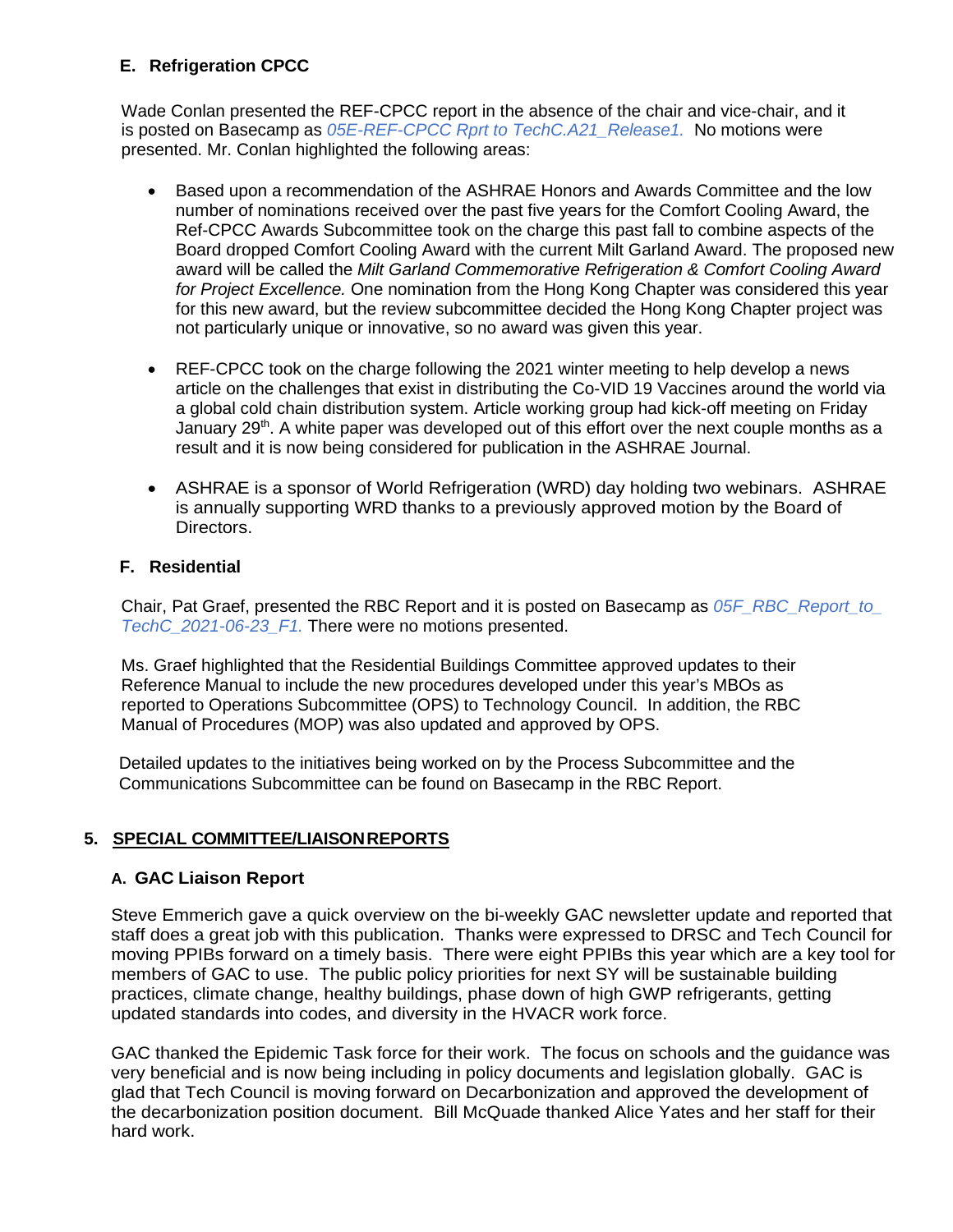### E. Refrigeration CPCC

Wade Conlan presented the REF-CPCC report in the absence of the chair and vice-chair, and it is posted on Basecamp as *05E-REF-CPCC Rprt to TechC.A21_Release1.* No motions were presented. Mr. Conlan highlighted the following areas:

- Based upon a recommendation of the ASHRAE Honors and Awards Committee and the low number of nominations received over the past five years for the Comfort Cooling Award, the Ref-CPCC Awards Subcommittee took on the charge this past fall to combine aspects of the Board dropped Comfort Cooling Award with the current Milt Garland Award. The proposed new award will be called the *Milt Garland Commemorative Refrigeration & Comfort Cooling Award for Project Excellence.* One nomination from the Hong Kong Chapter was considered this year for this new award, but the review subcommittee decided the Hong Kong Chapter project was not particularly unique or innovative, so no award was given this year.

- REF-CPCC took on the charge following the 2021 winter meeting to help develop a news article on the challenges that exist in distributing the Co-VID 19 Vaccines around the world via a global cold chain distribution system. Article working group had kick-off meeting on Friday January 29th. A white paper was developed out of this effort over the next couple months as a result and it is now being considered for publication in the ASHRAE Journal.

- ASHRAE is a sponsor of World Refrigeration (WRD) day holding two webinars. ASHRAE is annually supporting WRD thanks to a previously approved motion by the Board of Directors.

### F. Residential

Chair, Pat Graef, presented the RBC Report and it is posted on Basecamp as *05F_RBC_Report_to_TechC_2021-06-23_F1.* There were no motions presented.

Ms. Graef highlighted that the Residential Buildings Committee approved updates to their Reference Manual to include the new procedures developed under this year's MBOs as reported to Operations Subcommittee (OPS) to Technology Council. In addition, the RBC Manual of Procedures (MOP) was also updated and approved by OPS.

Detailed updates to the initiatives being worked on by the Process Subcommittee and the Communications Subcommittee can be found on Basecamp in the RBC Report.

## 5. SPECIAL COMMITTEE/LIAISON REPORTS

### A. GAC Liaison Report

Steve Emmerich gave a quick overview on the bi-weekly GAC newsletter update and reported that staff does a great job with this publication. Thanks were expressed to DRSC and Tech Council for moving PPIBs forward on a timely basis. There were eight PPIBs this year which are a key tool for members of GAC to use. The public policy priorities for next SY will be sustainable building practices, climate change, healthy buildings, phase down of high GWP refrigerants, getting updated standards into codes, and diversity in the HVACR work force.

GAC thanked the Epidemic Task force for their work. The focus on schools and the guidance was very beneficial and is now being including in policy documents and legislation globally. GAC is glad that Tech Council is moving forward on Decarbonization and approved the development of the decarbonization position document. Bill McQuade thanked Alice Yates and her staff for their hard work.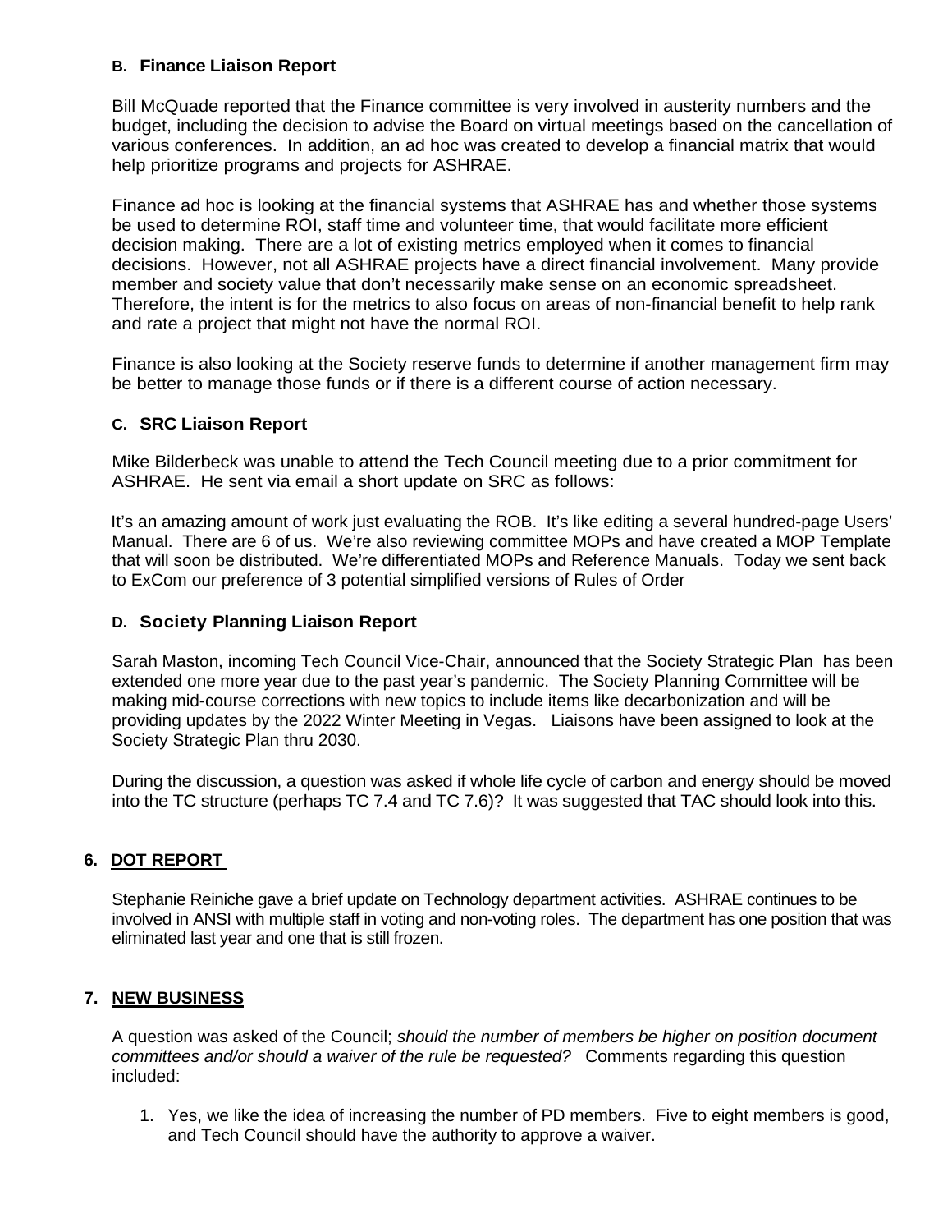### B. Finance Liaison Report

Bill McQuade reported that the Finance committee is very involved in austerity numbers and the budget, including the decision to advise the Board on virtual meetings based on the cancellation of various conferences. In addition, an ad hoc was created to develop a financial matrix that would help prioritize programs and projects for ASHRAE.

Finance ad hoc is looking at the financial systems that ASHRAE has and whether those systems be used to determine ROI, staff time and volunteer time, that would facilitate more efficient decision making. There are a lot of existing metrics employed when it comes to financial decisions. However, not all ASHRAE projects have a direct financial involvement. Many provide member and society value that don't necessarily make sense on an economic spreadsheet. Therefore, the intent is for the metrics to also focus on areas of non-financial benefit to help rank and rate a project that might not have the normal ROI.

Finance is also looking at the Society reserve funds to determine if another management firm may be better to manage those funds or if there is a different course of action necessary.

### C. SRC Liaison Report

Mike Bilderbeck was unable to attend the Tech Council meeting due to a prior commitment for ASHRAE. He sent via email a short update on SRC as follows:

It's an amazing amount of work just evaluating the ROB. It's like editing a several hundred-page Users' Manual. There are 6 of us. We're also reviewing committee MOPs and have created a MOP Template that will soon be distributed. We're differentiated MOPs and Reference Manuals. Today we sent back to ExCom our preference of 3 potential simplified versions of Rules of Order

### D. Society Planning Liaison Report

Sarah Maston, incoming Tech Council Vice-Chair, announced that the Society Strategic Plan has been extended one more year due to the past year's pandemic. The Society Planning Committee will be making mid-course corrections with new topics to include items like decarbonization and will be providing updates by the 2022 Winter Meeting in Vegas. Liaisons have been assigned to look at the Society Strategic Plan thru 2030.

During the discussion, a question was asked if whole life cycle of carbon and energy should be moved into the TC structure (perhaps TC 7.4 and TC 7.6)? It was suggested that TAC should look into this.

## 6. DOT REPORT

Stephanie Reiniche gave a brief update on Technology department activities. ASHRAE continues to be involved in ANSI with multiple staff in voting and non-voting roles. The department has one position that was eliminated last year and one that is still frozen.

## 7. NEW BUSINESS

A question was asked of the Council; *should the number of members be higher on position document committees and/or should a waiver of the rule be requested?* Comments regarding this question included:

1. Yes, we like the idea of increasing the number of PD members. Five to eight members is good, and Tech Council should have the authority to approve a waiver.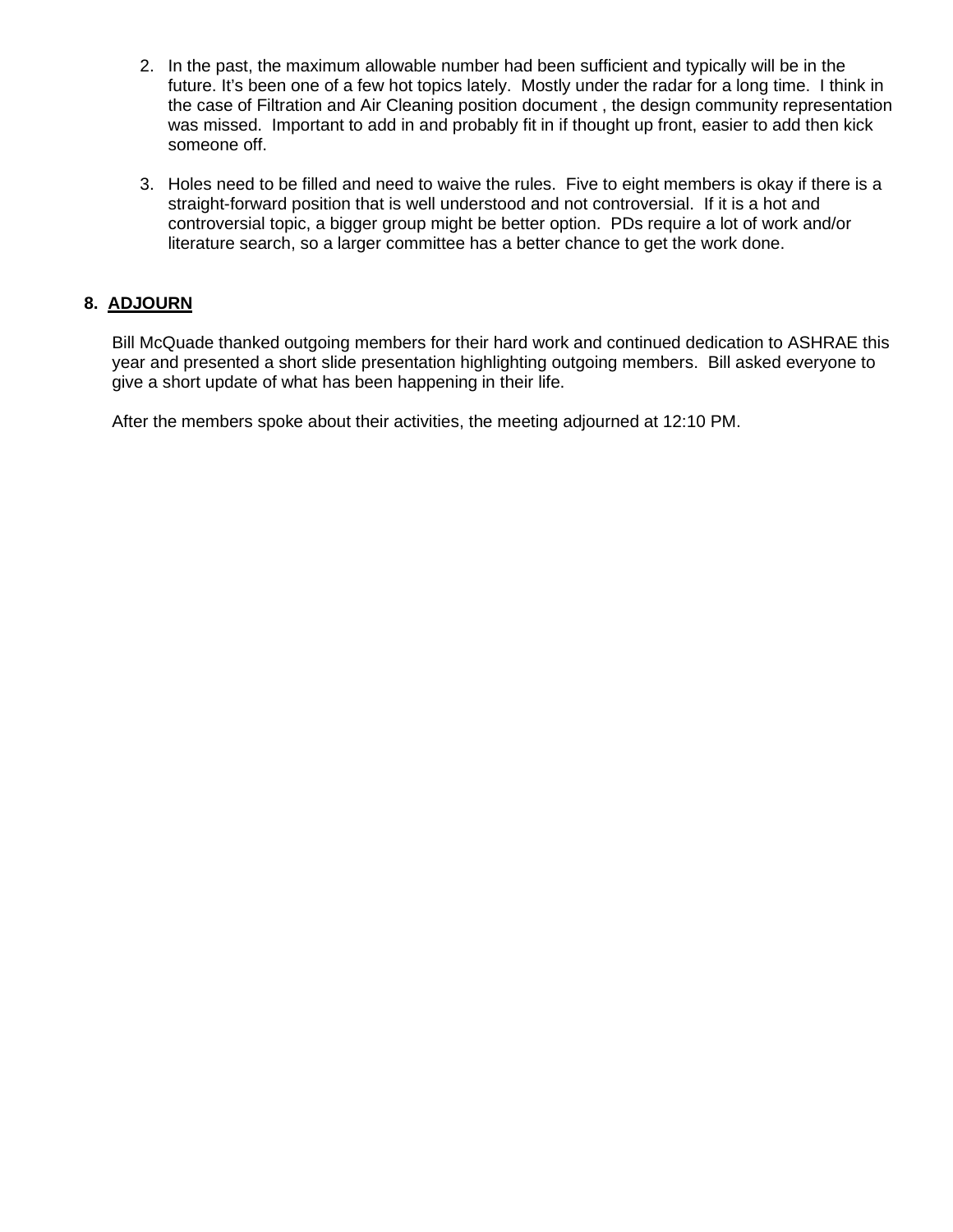2. In the past, the maximum allowable number had been sufficient and typically will be in the future. It's been one of a few hot topics lately. Mostly under the radar for a long time. I think in the case of Filtration and Air Cleaning position document , the design community representation was missed. Important to add in and probably fit in if thought up front, easier to add then kick someone off.

3. Holes need to be filled and need to waive the rules. Five to eight members is okay if there is a straight-forward position that is well understood and not controversial. If it is a hot and controversial topic, a bigger group might be better option. PDs require a lot of work and/or literature search, so a larger committee has a better chance to get the work done.

## 8. ADJOURN

Bill McQuade thanked outgoing members for their hard work and continued dedication to ASHRAE this year and presented a short slide presentation highlighting outgoing members. Bill asked everyone to give a short update of what has been happening in their life.

After the members spoke about their activities, the meeting adjourned at 12:10 PM.